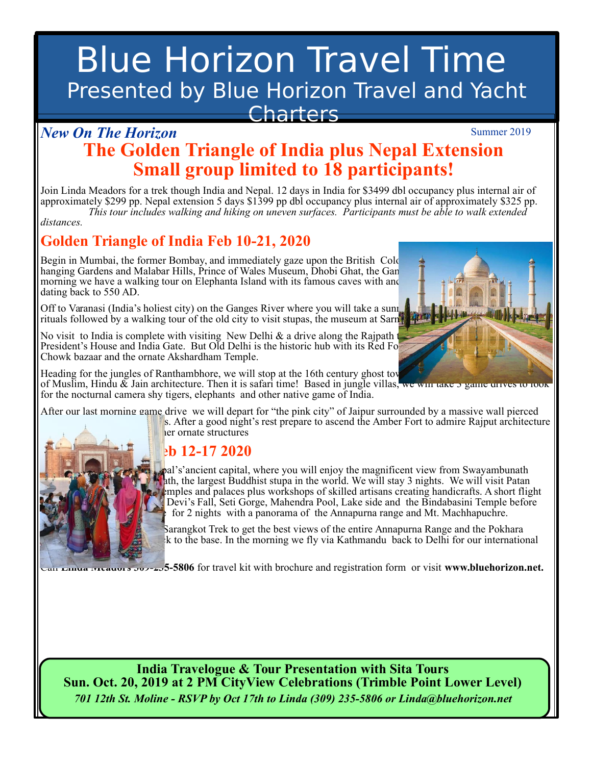# Blue Horizon Travel Time

## Presented by Blue Horizon Travel and Yacht Charters

*New On The Horizon*

Summer 2019

## The Golden Triangle of India plus Nepal Extension
## Small group limited to 18 participants!

Join Linda Meadors for a trek though India and Nepal. 12 days in India for $3499 dbl occupancy plus internal air of approximately $299 pp. Nepal extension 5 days $1399 pp dbl occupancy plus internal air of approximately $325 pp. *This tour includes walking and hiking on uneven surfaces. Participants must be able to walk extended distances.*

### Golden Triangle of India Feb 10-21, 2020

Begin in Mumbai, the former Bombay, and immediately gaze upon the British Colo hanging Gardens and Malabar Hills, Prince of Wales Museum, Dhobi Ghat, the Gan morning we have a walking tour on Elephanta Island with its famous caves with anc dating back to 550 AD.

Off to Varanasi (India's holiest city) on the Ganges River where you will take a sunr rituals followed by a walking tour of the old city to visit stupas, the museum at Sarn

No visit to India is complete with visiting New Delhi & a drive along the Rajpath President's House and India Gate. But Old Delhi is the historic hub with its Red Fo Chowk bazaar and the ornate Akshardham Temple.

Heading for the jungles of Ranthambhore, we will stop at the 16th century ghost tov of Muslim, Hindu & Jain architecture. Then it is safari time! Based in jungle villas, we will take 3 game drives to look for the nocturnal camera shy tigers, elephants and other native game of India.

After our last morning game drive we will depart for "the pink city" of Jaipur surrounded by a massive wall pierced s. After a good night's rest prepare to ascend the Amber Fort to admire Rajput architecture ner ornate structures

### eb 12-17 2020

pal's ancient capital, where you will enjoy the magnificent view from Swayambunath ath, the largest Buddhist stupa in the world. We will stay 3 nights. We will visit Patan emples and palaces plus workshops of skilled artisans creating handicrafts. A short flight Devi's Fall, Seti Gorge, Mahendra Pool, Lake side and the Bindabasini Temple before for 2 nights with a panorama of the Annapurna range and Mt. Machhapuchre.

Sarangkot Trek to get the best views of the entire Annapurna Range and the Pokhara k to the base. In the morning we fly via Kathmandu back to Delhi for our international

Call **Linda Meadors 309-235-5806** for travel kit with brochure and registration form or visit **www.bluehorizon.net.**

**India Travelogue & Tour Presentation with Sita Tours**
**Sun. Oct. 20, 2019 at 2 PM CityView Celebrations (Trimble Point Lower Level)**
***701 12th St. Moline - RSVP by Oct 17th to Linda (309) 235-5806 or Linda@bluehorizon.net***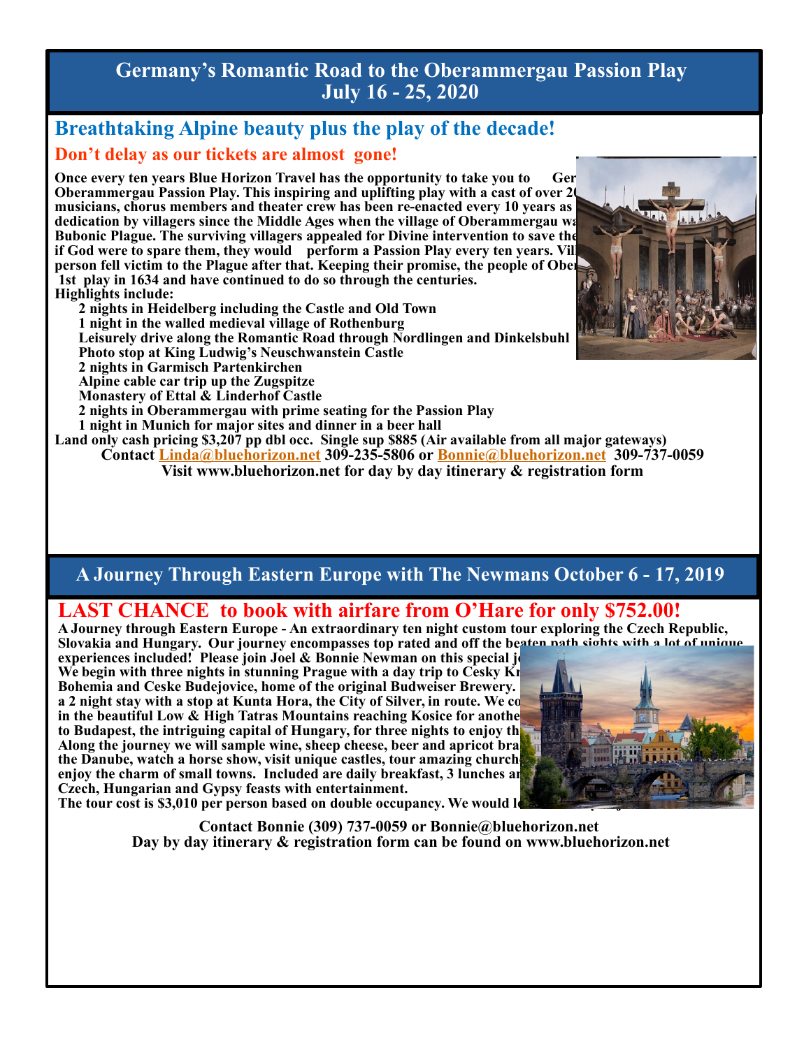## Germany's Romantic Road to the Oberammergau Passion Play
## July 16 - 25, 2020

### Breathtaking Alpine beauty plus the play of the decade!

#### Don't delay as our tickets are almost gone!

**Once every ten years Blue Horizon Travel has the opportunity to take you to Ger Oberammergau Passion Play. This inspiring and uplifting play with a cast of over 2 musicians, chorus members and theater crew has been re-enacted every 10 years as dedication by villagers since the Middle Ages when the village of Oberammergau wa Bubonic Plague. The surviving villagers appealed for Divine intervention to save the if God were to spare them, they would perform a Passion Play every ten years. Vil person fell victim to the Plague after that. Keeping their promise, the people of Ober 1st play in 1634 and have continued to do so through the centuries.**

**Highlights include:**

- **2 nights in Heidelberg including the Castle and Old Town**
- **1 night in the walled medieval village of Rothenburg**
- **Leisurely drive along the Romantic Road through Nordlingen and Dinkelsbuhl**
- **Photo stop at King Ludwig's Neuschwanstein Castle**
- **2 nights in Garmisch Partenkirchen**
- **Alpine cable car trip up the Zugspitze**
- **Monastery of Ettal & Linderhof Castle**
- **2 nights in Oberammergau with prime seating for the Passion Play**
- **1 night in Munich for major sites and dinner in a beer hall**

**Land only cash pricing $3,207 pp dbl occ. Single sup $885 (Air available from all major gateways)**

**Contact Linda@bluehorizon.net 309-235-5806 or Bonnie@bluehorizon.net 309-737-0059**

**Visit www.bluehorizon.net for day by day itinerary & registration form**

## A Journey Through Eastern Europe with The Newmans October 6 - 17, 2019

### LAST CHANCE to book with airfare from O'Hare for only $752.00!

**A Journey through Eastern Europe - An extraordinary ten night custom tour exploring the Czech Republic, Slovakia and Hungary. Our journey encompasses top rated and off the beaten path sights with a lot of unique experiences included! Please join Joel & Bonnie Newman on this special jo We begin with three nights in stunning Prague with a day trip to Cesky Kr Bohemia and Ceske Budejovice, home of the original Budweiser Brewery. a 2 night stay with a stop at Kunta Hora, the City of Silver, in route. We co in the beautiful Low & High Tatras Mountains reaching Kosice for anothe to Budapest, the intriguing capital of Hungary, for three nights to enjoy th Along the journey we will sample wine, sheep cheese, beer and apricot bra the Danube, watch a horse show, visit unique castles, tour amazing church enjoy the charm of small towns. Included are daily breakfast, 3 lunches an Czech, Hungarian and Gypsy feasts with entertainment.**

**The tour cost is $3,010 per person based on double occupancy. We would l**

**Contact Bonnie (309) 737-0059 or Bonnie@bluehorizon.net**

**Day by day itinerary & registration form can be found on www.bluehorizon.net**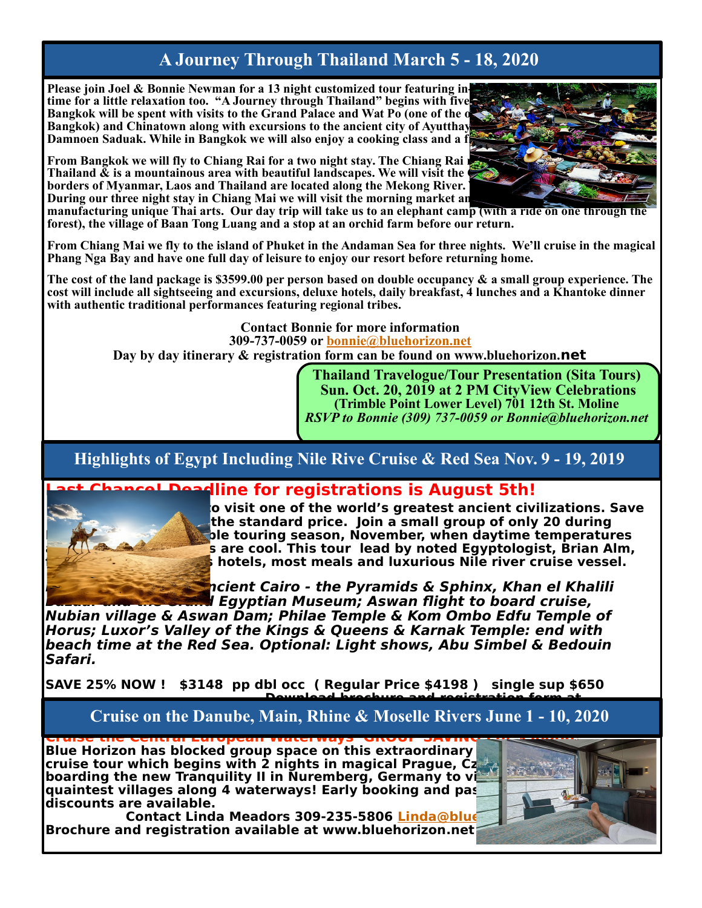# A Journey Through Thailand March 5 - 18, 2020

**Please join Joel & Bonnie Newman for a 13 night customized tour featuring in- time for a little relaxation too. "A Journey through Thailand" begins with five Bangkok will be spent with visits to the Grand Palace and Wat Po (one of the o Bangkok) and Chinatown along with excursions to the ancient city of Ayutthay Damnoen Saduak. While in Bangkok we will also enjoy a cooking class and a f**

**From Bangkok we will fly to Chiang Rai for a two night stay. The Chiang Rai Thailand & is a mountainous area with beautiful landscapes. We will visit the borders of Myanmar, Laos and Thailand are located along the Mekong River. During our three night stay in Chiang Mai we will visit the morning market an manufacturing unique Thai arts. Our day trip will take us to an elephant camp (with a ride on one through the forest), the village of Baan Tong Luang and a stop at an orchid farm before our return.**

**From Chiang Mai we fly to the island of Phuket in the Andaman Sea for three nights. We'll cruise in the magical Phang Nga Bay and have one full day of leisure to enjoy our resort before returning home.**

**The cost of the land package is $3599.00 per person based on double occupancy & a small group experience. The cost will include all sightseeing and excursions, deluxe hotels, daily breakfast, 4 lunches and a Khantoke dinner with authentic traditional performances featuring regional tribes.**

**Contact Bonnie for more information**
**309-737-0059 or bonnie@bluehorizon.net**
**Day by day itinerary & registration form can be found on www.bluehorizon.net**

**Thailand Travelogue/Tour Presentation (Sita Tours)**
**Sun. Oct. 20, 2019 at 2 PM CityView Celebrations**
**(Trimble Point Lower Level) 701 12th St. Moline**
***RSVP to Bonnie (309) 737-0059 or Bonnie@bluehorizon.net***

# Highlights of Egypt Including Nile Rive Cruise & Red Sea Nov. 9 - 19, 2019

**Last Chance! Deadline for registrations is August 5th!**

**o visit one of the world's greatest ancient civilizations. Save the standard price. Join a small group of only 20 during ble touring season, November, when daytime temperatures s are cool. This tour lead by noted Egyptologist, Brian Alm, hotels, most meals and luxurious Nile river cruise vessel.**

***ncient Cairo - the Pyramids & Sphinx, Khan el Khalili d Egyptian Museum; Aswan flight to board cruise, Nubian village & Aswan Dam; Philae Temple & Kom Ombo Edfu Temple of Horus; Luxor's Valley of the Kings & Queens & Karnak Temple: end with beach time at the Red Sea. Optional: Light shows, Abu Simbel & Bedouin Safari.***

**SAVE 25% NOW ! $3148 pp dbl occ ( Regular Price $4198 ) single sup $650**
**Download brochure and registration form at**

# Cruise on the Danube, Main, Rhine & Moselle Rivers June 1 - 10, 2020

**Cruise the Central European Waterways GROUP SAVINGS**

**Blue Horizon has blocked group space on this extraordinary cruise tour which begins with 2 nights in magical Prague, Cz boarding the new Tranquility II in Nuremberg, Germany to vi quaintest villages along 4 waterways! Early booking and pas discounts are available.**

**Contact Linda Meadors 309-235-5806 Linda@blue**
**Brochure and registration available at www.bluehorizon.net**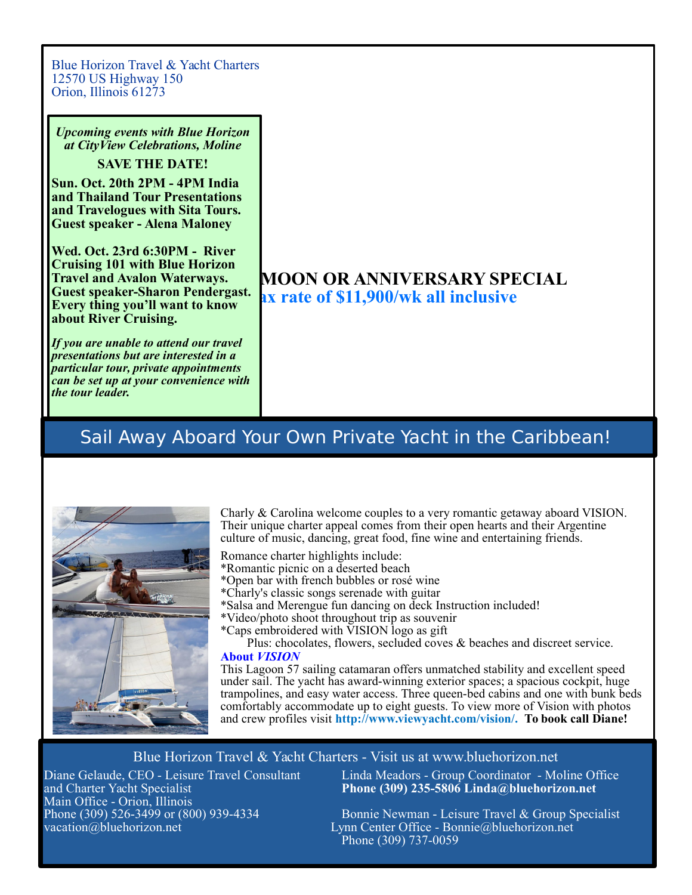Blue Horizon Travel & Yacht Charters
12570 US Highway 150
Orion, Illinois 61273

*Upcoming events with Blue Horizon at CityView Celebrations, Moline*

**SAVE THE DATE!**

**Sun. Oct. 20th 2PM - 4PM India and Thailand Tour Presentations and Travelogues with Sita Tours. Guest speaker - Alena Maloney**

**Wed. Oct. 23rd 6:30PM - River Cruising 101 with Blue Horizon Travel and Avalon Waterways. Guest speaker-Sharon Pendergast. Every thing you'll want to know about River Cruising.**

***If you are unable to attend our travel presentations but are interested in a particular tour, private appointments can be set up at your convenience with the tour leader.***

**MOON OR ANNIVERSARY SPECIAL**

**ax rate of $11,900/wk all inclusive**

## Sail Away Aboard Your Own Private Yacht in the Caribbean!

Charly & Carolina welcome couples to a very romantic getaway aboard VISION. Their unique charter appeal comes from their open hearts and their Argentine culture of music, dancing, great food, fine wine and entertaining friends.

Romance charter highlights include:
*Romantic picnic on a deserted beach
*Open bar with french bubbles or rosé wine
*Charly's classic songs serenade with guitar
*Salsa and Merengue fun dancing on deck Instruction included!
*Video/photo shoot throughout trip as souvenir
*Caps embroidered with VISION logo as gift

Plus: chocolates, flowers, secluded coves & beaches and discreet service.

**About *VISION***

This Lagoon 57 sailing catamaran offers unmatched stability and excellent speed under sail. The yacht has award-winning exterior spaces; a spacious cockpit, huge trampolines, and easy water access. Three queen-bed cabins and one with bunk beds comfortably accommodate up to eight guests. To view more of Vision with photos and crew profiles visit **http://www.viewyacht.com/vision/.** **To book call Diane!**

Blue Horizon Travel & Yacht Charters - Visit us at www.bluehorizon.net

Diane Gelaude, CEO - Leisure Travel Consultant and Charter Yacht Specialist
Main Office - Orion, Illinois
Phone (309) 526-3499 or (800) 939-4334
vacation@bluehorizon.net

Linda Meadors - Group Coordinator - Moline Office
**Phone (309) 235-5806 Linda@bluehorizon.net**

Bonnie Newman - Leisure Travel & Group Specialist
Lynn Center Office - Bonnie@bluehorizon.net
Phone (309) 737-0059